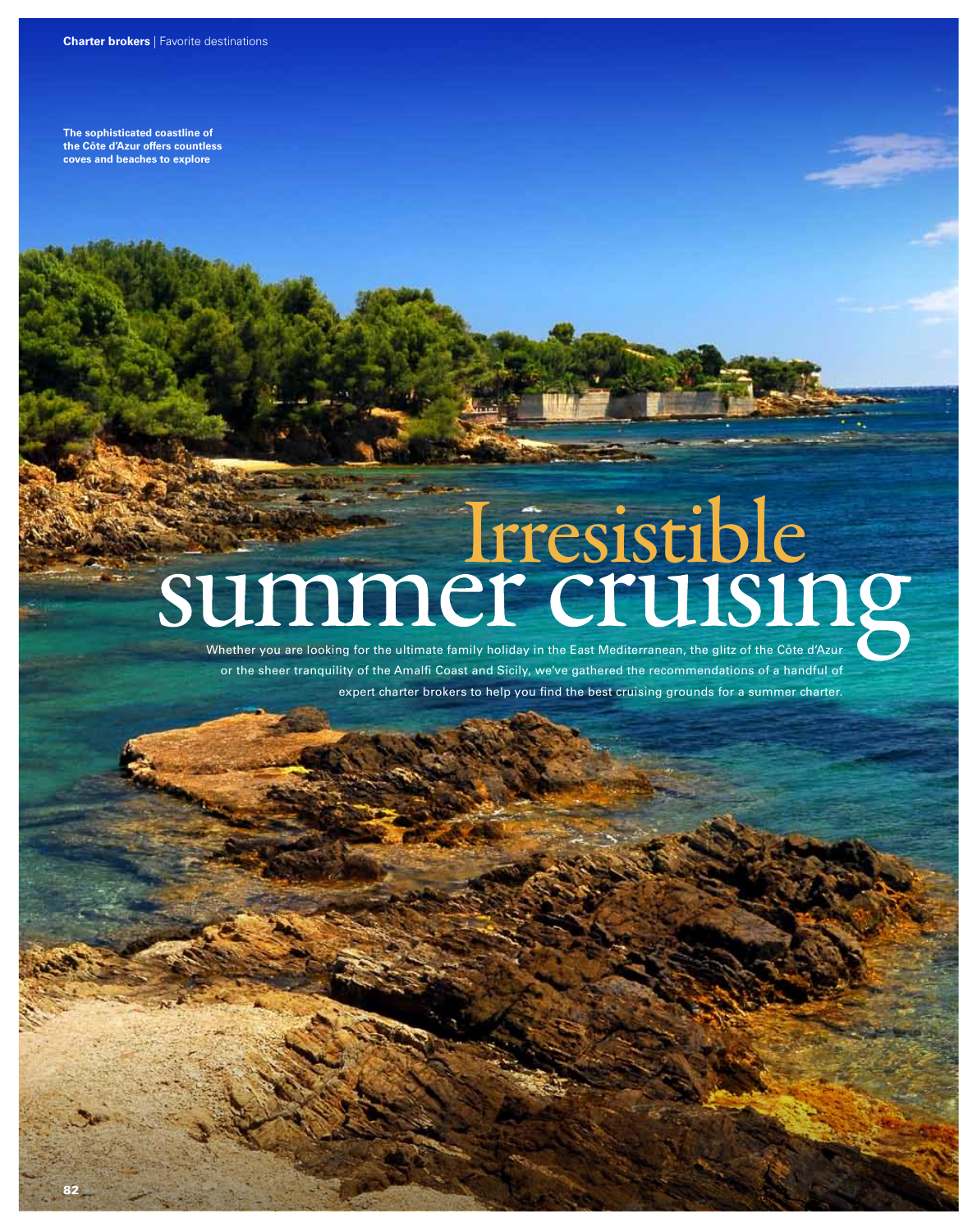The sophisticated coastline of the Côte d'Azur offers countless coves and beaches to explore

# Irresistible summer cruising

Whether you are looking for the ultimate family holiday in the East Mediterranean, the glitz of the Côte d'Azur or the sheer tranquility of the Amalfi Coast and Sicily, we've gathered the recommendations of a handful of expert charter brokers to help you find the best cruising grounds for a summer charter.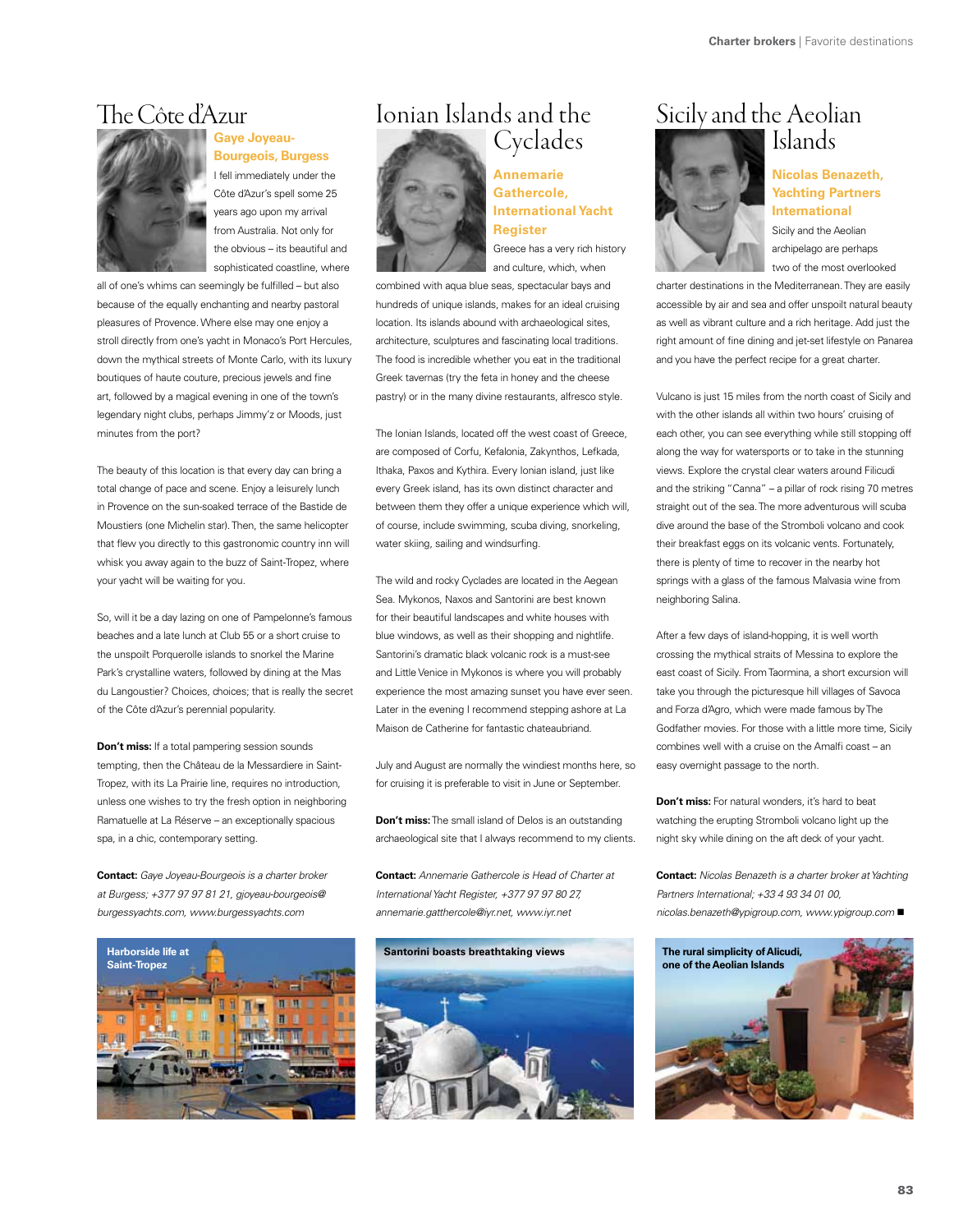# The Côte d'Azur

### Gaye Joyeau-Bourgeois, Burgess

I fell immediately under the Côte d'Azur's spell some 25 years ago upon my arrival from Australia. Not only for the obvious – its beautiful and sophisticated coastline, where all of one's whims can seemingly be fulfilled – but also because of the equally enchanting and nearby pastoral pleasures of Provence. Where else may one enjoy a stroll directly from one's yacht in Monaco's Port Hercules, down the mythical streets of Monte Carlo, with its luxury boutiques of haute couture, precious jewels and fine art, followed by a magical evening in one of the town's legendary night clubs, perhaps Jimmy'z or Moods, just minutes from the port?

The beauty of this location is that every day can bring a total change of pace and scene. Enjoy a leisurely lunch in Provence on the sun-soaked terrace of the Bastide de Moustiers (one Michelin star). Then, the same helicopter that flew you directly to this gastronomic country inn will whisk you away again to the buzz of Saint-Tropez, where your yacht will be waiting for you.

So, will it be a day lazing on one of Pampelonne's famous beaches and a late lunch at Club 55 or a short cruise to the unspoilt Porquerolle islands to snorkel the Marine Park's crystalline waters, followed by dining at the Mas du Langoustier? Choices, choices; that is really the secret of the Côte d'Azur's perennial popularity.

**Don't miss:** If a total pampering session sounds tempting, then the Château de la Messardiere in Saint-Tropez, with its La Prairie line, requires no introduction, unless one wishes to try the fresh option in neighboring Ramatuelle at La Réserve – an exceptionally spacious spa, in a chic, contemporary setting.

**Contact:** *Gaye Joyeau-Bourgeois is a charter broker at Burgess; +377 97 97 81 21, gjoyeau-bourgeois@burgessyachts.com, www.burgessyachts.com*

Harborside life at Saint-Tropez

# Ionian Islands and the Cyclades

### Annemarie Gathercole, International Yacht Register

Greece has a very rich history and culture, which, when combined with aqua blue seas, spectacular bays and hundreds of unique islands, makes for an ideal cruising location. Its islands abound with archaeological sites, architecture, sculptures and fascinating local traditions. The food is incredible whether you eat in the traditional Greek tavernas (try the feta in honey and the cheese pastry) or in the many divine restaurants, alfresco style.

The Ionian Islands, located off the west coast of Greece, are composed of Corfu, Kefalonia, Zakynthos, Lefkada, Ithaka, Paxos and Kythira. Every Ionian island, just like every Greek island, has its own distinct character and between them they offer a unique experience which will, of course, include swimming, scuba diving, snorkeling, water skiing, sailing and windsurfing.

The wild and rocky Cyclades are located in the Aegean Sea. Mykonos, Naxos and Santorini are best known for their beautiful landscapes and white houses with blue windows, as well as their shopping and nightlife. Santorini's dramatic black volcanic rock is a must-see and Little Venice in Mykonos is where you will probably experience the most amazing sunset you have ever seen. Later in the evening I recommend stepping ashore at La Maison de Catherine for fantastic chateaubriand.

July and August are normally the windiest months here, so for cruising it is preferable to visit in June or September.

**Don't miss:** The small island of Delos is an outstanding archaeological site that I always recommend to my clients.

**Contact:** *Annemarie Gathercole is Head of Charter at International Yacht Register, +377 97 97 80 27, annemarie.gatthercole@iyr.net, www.iyr.net*

Santorini boasts breathtaking views

# Sicily and the Aeolian Islands

### Nicolas Benazeth, Yachting Partners International

Sicily and the Aeolian archipelago are perhaps two of the most overlooked charter destinations in the Mediterranean. They are easily accessible by air and sea and offer unspoilt natural beauty as well as vibrant culture and a rich heritage. Add just the right amount of fine dining and jet-set lifestyle on Panarea and you have the perfect recipe for a great charter.

Vulcano is just 15 miles from the north coast of Sicily and with the other islands all within two hours' cruising of each other, you can see everything while still stopping off along the way for watersports or to take in the stunning views. Explore the crystal clear waters around Filicudi and the striking "Canna" – a pillar of rock rising 70 metres straight out of the sea. The more adventurous will scuba dive around the base of the Stromboli volcano and cook their breakfast eggs on its volcanic vents. Fortunately, there is plenty of time to recover in the nearby hot springs with a glass of the famous Malvasia wine from neighboring Salina.

After a few days of island-hopping, it is well worth crossing the mythical straits of Messina to explore the east coast of Sicily. From Taormina, a short excursion will take you through the picturesque hill villages of Savoca and Forza d'Agro, which were made famous by The Godfather movies. For those with a little more time, Sicily combines well with a cruise on the Amalfi coast – an easy overnight passage to the north.

**Don't miss:** For natural wonders, it's hard to beat watching the erupting Stromboli volcano light up the night sky while dining on the aft deck of your yacht.

**Contact:** *Nicolas Benazeth is a charter broker at Yachting Partners International; +33 4 93 34 01 00, nicolas.benazeth@ypigroup.com, www.ypigroup.com* ■

The rural simplicity of Alicudi, one of the Aeolian Islands